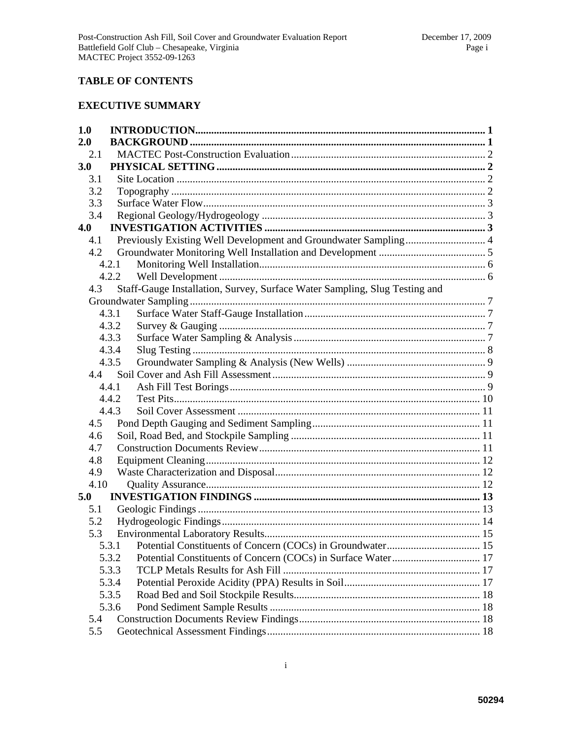## TABLE OF CONTENTS

## EXECUTIVE SUMMARY

**1.0 INTRODUCTION** ........ 1
**2.0 BACKGROUND** ........ 1
 2.1 MACTEC Post-Construction Evaluation ........ 2
**3.0 PHYSICAL SETTING** ........ 2
 3.1 Site Location ........ 2
 3.2 Topography ........ 2
 3.3 Surface Water Flow ........ 3
 3.4 Regional Geology/Hydrogeology ........ 3
**4.0 INVESTIGATION ACTIVITIES** ........ 3
 4.1 Previously Existing Well Development and Groundwater Sampling ........ 4
 4.2 Groundwater Monitoring Well Installation and Development ........ 5
  4.2.1 Monitoring Well Installation ........ 6
  4.2.2 Well Development ........ 6
 4.3 Staff-Gauge Installation, Survey, Surface Water Sampling, Slug Testing and Groundwater Sampling ........ 7
  4.3.1 Surface Water Staff-Gauge Installation ........ 7
  4.3.2 Survey & Gauging ........ 7
  4.3.3 Surface Water Sampling & Analysis ........ 7
  4.3.4 Slug Testing ........ 8
  4.3.5 Groundwater Sampling & Analysis (New Wells) ........ 9
 4.4 Soil Cover and Ash Fill Assessment ........ 9
  4.4.1 Ash Fill Test Borings ........ 9
  4.4.2 Test Pits ........ 10
  4.4.3 Soil Cover Assessment ........ 11
 4.5 Pond Depth Gauging and Sediment Sampling ........ 11
 4.6 Soil, Road Bed, and Stockpile Sampling ........ 11
 4.7 Construction Documents Review ........ 11
 4.8 Equipment Cleaning ........ 12
 4.9 Waste Characterization and Disposal ........ 12
 4.10 Quality Assurance ........ 12
**5.0 INVESTIGATION FINDINGS** ........ 13
 5.1 Geologic Findings ........ 13
 5.2 Hydrogeologic Findings ........ 14
 5.3 Environmental Laboratory Results ........ 15
  5.3.1 Potential Constituents of Concern (COCs) in Groundwater ........ 15
  5.3.2 Potential Constituents of Concern (COCs) in Surface Water ........ 17
  5.3.3 TCLP Metals Results for Ash Fill ........ 17
  5.3.4 Potential Peroxide Acidity (PPA) Results in Soil ........ 17
  5.3.5 Road Bed and Soil Stockpile Results ........ 18
  5.3.6 Pond Sediment Sample Results ........ 18
 5.4 Construction Documents Review Findings ........ 18
 5.5 Geotechnical Assessment Findings ........ 18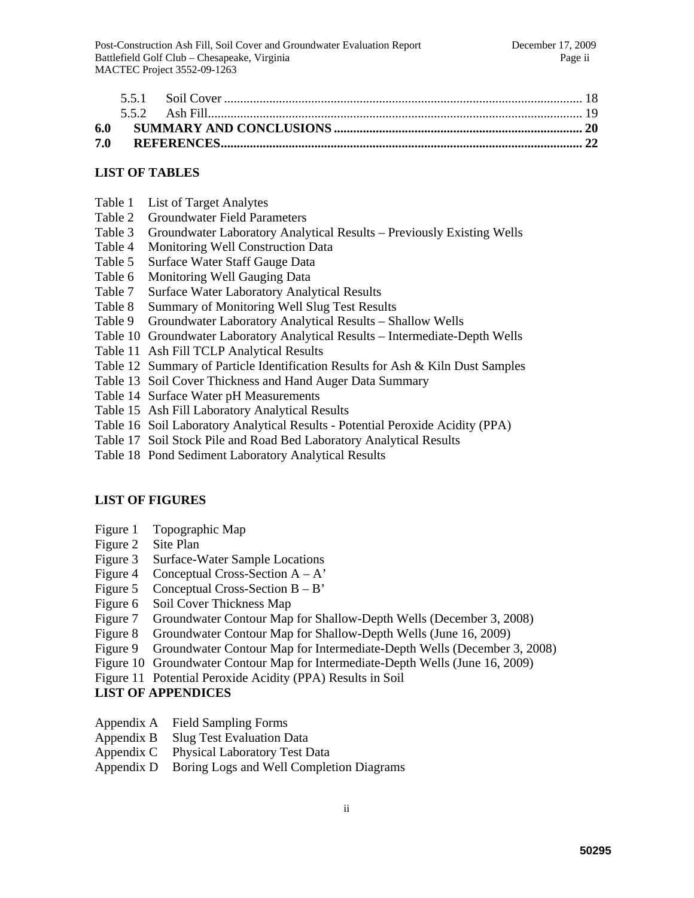5.5.1 Soil Cover ............................................................................................................. 18
5.5.2 Ash Fill................................................................................................................... 19
**6.0 SUMMARY AND CONCLUSIONS ............................................................................ 20**
**7.0 REFERENCES.............................................................................................................. 22**

**LIST OF TABLES**

Table 1 List of Target Analytes
Table 2 Groundwater Field Parameters
Table 3 Groundwater Laboratory Analytical Results – Previously Existing Wells
Table 4 Monitoring Well Construction Data
Table 5 Surface Water Staff Gauge Data
Table 6 Monitoring Well Gauging Data
Table 7 Surface Water Laboratory Analytical Results
Table 8 Summary of Monitoring Well Slug Test Results
Table 9 Groundwater Laboratory Analytical Results – Shallow Wells
Table 10 Groundwater Laboratory Analytical Results – Intermediate-Depth Wells
Table 11 Ash Fill TCLP Analytical Results
Table 12 Summary of Particle Identification Results for Ash & Kiln Dust Samples
Table 13 Soil Cover Thickness and Hand Auger Data Summary
Table 14 Surface Water pH Measurements
Table 15 Ash Fill Laboratory Analytical Results
Table 16 Soil Laboratory Analytical Results - Potential Peroxide Acidity (PPA)
Table 17 Soil Stock Pile and Road Bed Laboratory Analytical Results
Table 18 Pond Sediment Laboratory Analytical Results

**LIST OF FIGURES**

Figure 1 Topographic Map
Figure 2 Site Plan
Figure 3 Surface-Water Sample Locations
Figure 4 Conceptual Cross-Section A – A'
Figure 5 Conceptual Cross-Section B – B'
Figure 6 Soil Cover Thickness Map
Figure 7 Groundwater Contour Map for Shallow-Depth Wells (December 3, 2008)
Figure 8 Groundwater Contour Map for Shallow-Depth Wells (June 16, 2009)
Figure 9 Groundwater Contour Map for Intermediate-Depth Wells (December 3, 2008)
Figure 10 Groundwater Contour Map for Intermediate-Depth Wells (June 16, 2009)
Figure 11 Potential Peroxide Acidity (PPA) Results in Soil

**LIST OF APPENDICES**

Appendix A Field Sampling Forms
Appendix B Slug Test Evaluation Data
Appendix C Physical Laboratory Test Data
Appendix D Boring Logs and Well Completion Diagrams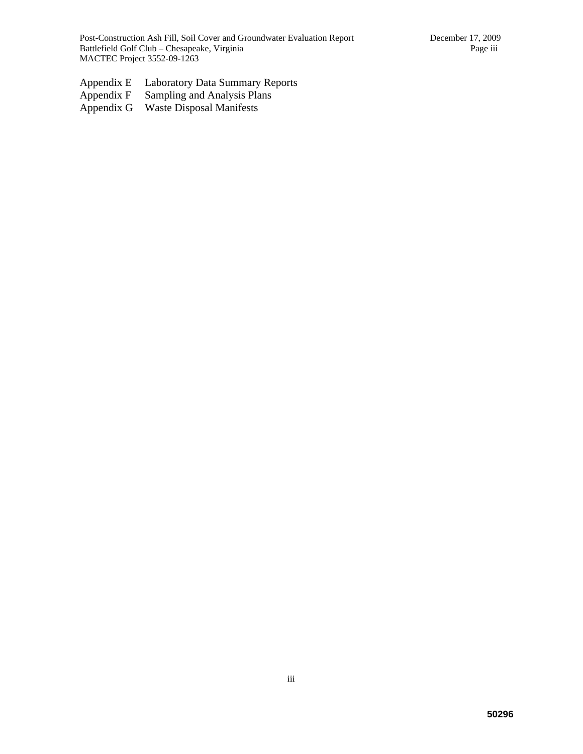Appendix E Laboratory Data Summary Reports
Appendix F Sampling and Analysis Plans
Appendix G Waste Disposal Manifests

50296